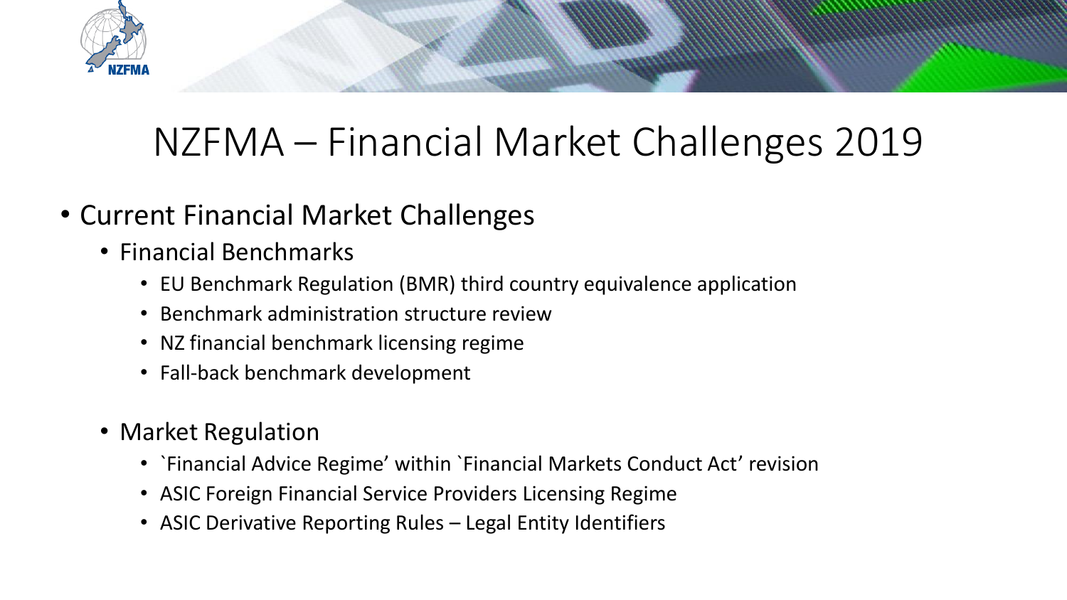# NZFMA – Financial Market Challenges 2019

- Current Financial Market Challenges
  - Financial Benchmarks
    - EU Benchmark Regulation (BMR) third country equivalence application
    - Benchmark administration structure review
    - NZ financial benchmark licensing regime
    - Fall-back benchmark development
  - Market Regulation
    - `Financial Advice Regime' within `Financial Markets Conduct Act' revision
    - ASIC Foreign Financial Service Providers Licensing Regime
    - ASIC Derivative Reporting Rules – Legal Entity Identifiers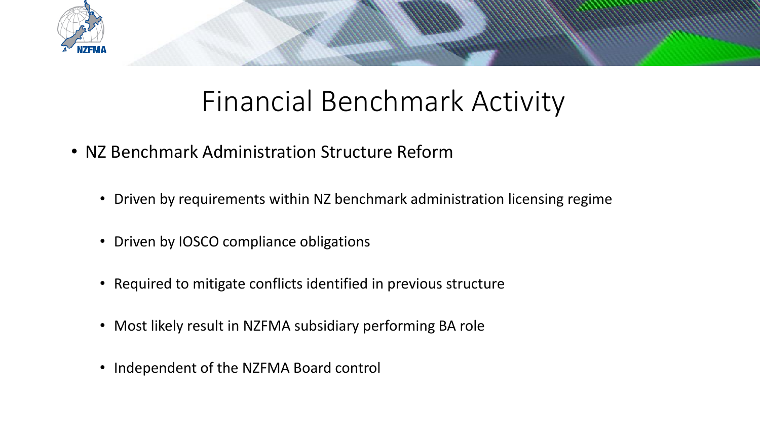# Financial Benchmark Activity

- NZ Benchmark Administration Structure Reform
  - Driven by requirements within NZ benchmark administration licensing regime
  - Driven by IOSCO compliance obligations
  - Required to mitigate conflicts identified in previous structure
  - Most likely result in NZFMA subsidiary performing BA role
  - Independent of the NZFMA Board control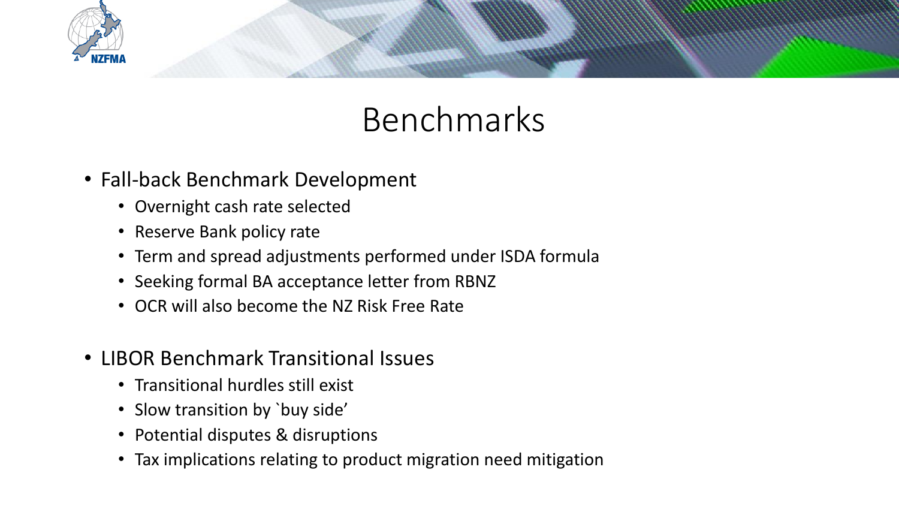# Benchmarks

- Fall-back Benchmark Development
  - Overnight cash rate selected
  - Reserve Bank policy rate
  - Term and spread adjustments performed under ISDA formula
  - Seeking formal BA acceptance letter from RBNZ
  - OCR will also become the NZ Risk Free Rate

- LIBOR Benchmark Transitional Issues
  - Transitional hurdles still exist
  - Slow transition by `buy side'
  - Potential disputes & disruptions
  - Tax implications relating to product migration need mitigation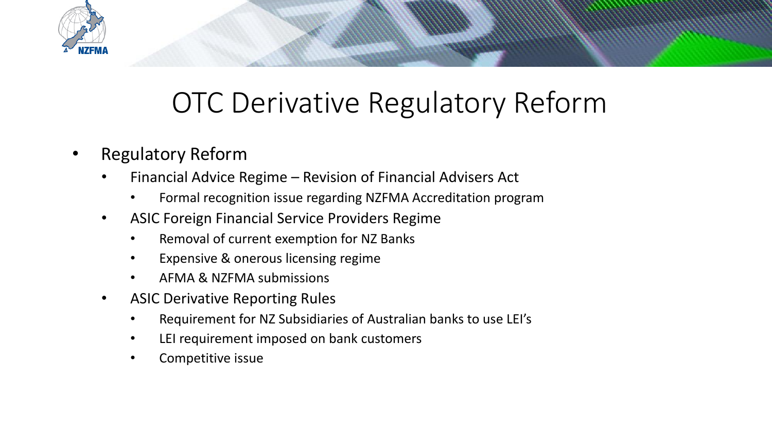# OTC Derivative Regulatory Reform

- Regulatory Reform
  - Financial Advice Regime – Revision of Financial Advisers Act
    - Formal recognition issue regarding NZFMA Accreditation program
  - ASIC Foreign Financial Service Providers Regime
    - Removal of current exemption for NZ Banks
    - Expensive & onerous licensing regime
    - AFMA & NZFMA submissions
  - ASIC Derivative Reporting Rules
    - Requirement for NZ Subsidiaries of Australian banks to use LEI's
    - LEI requirement imposed on bank customers
    - Competitive issue